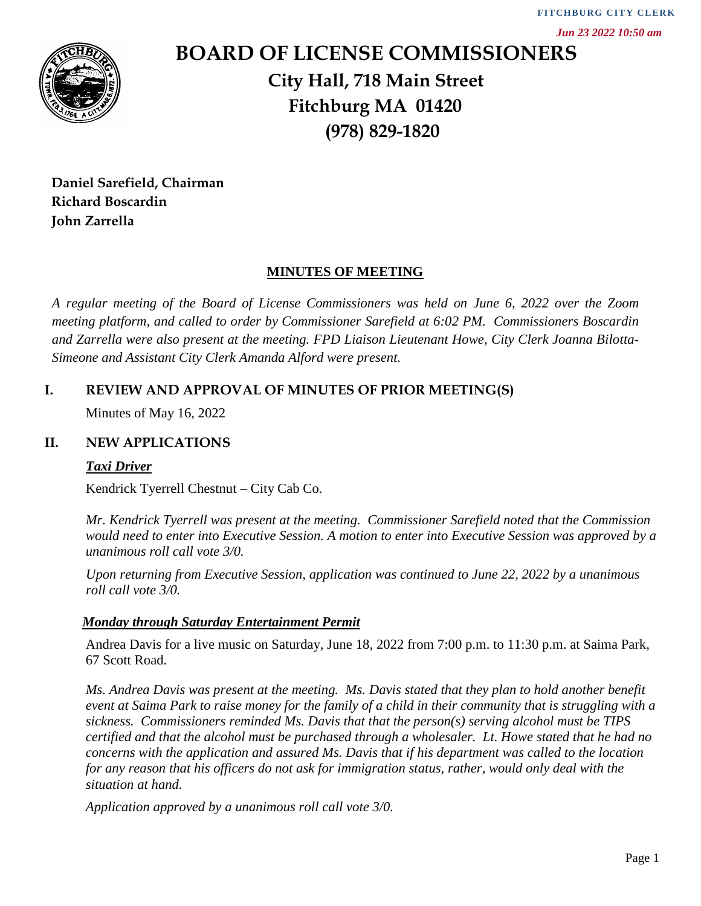FITCHBURG CITY CLERK

*Jun 23 2022 10:50 am*

# BOARD OF LICENSE COMMISSIONERS

**City Hall, 718 Main Street**
**Fitchburg MA 01420**
**(978) 829-1820**

**Daniel Sarefield, Chairman**
**Richard Boscardin**
**John Zarrella**

## MINUTES OF MEETING

*A regular meeting of the Board of License Commissioners was held on June 6, 2022 over the Zoom meeting platform, and called to order by Commissioner Sarefield at 6:02 PM. Commissioners Boscardin and Zarrella were also present at the meeting. FPD Liaison Lieutenant Howe, City Clerk Joanna Bilotta-Simeone and Assistant City Clerk Amanda Alford were present.*

## I. REVIEW AND APPROVAL OF MINUTES OF PRIOR MEETING(S)

Minutes of May 16, 2022

## II. NEW APPLICATIONS

### *Taxi Driver*

Kendrick Tyerrell Chestnut – City Cab Co.

*Mr. Kendrick Tyerrell was present at the meeting. Commissioner Sarefield noted that the Commission would need to enter into Executive Session. A motion to enter into Executive Session was approved by a unanimous roll call vote 3/0.*

*Upon returning from Executive Session, application was continued to June 22, 2022 by a unanimous roll call vote 3/0.*

### *Monday through Saturday Entertainment Permit*

Andrea Davis for a live music on Saturday, June 18, 2022 from 7:00 p.m. to 11:30 p.m. at Saima Park, 67 Scott Road.

*Ms. Andrea Davis was present at the meeting. Ms. Davis stated that they plan to hold another benefit event at Saima Park to raise money for the family of a child in their community that is struggling with a sickness. Commissioners reminded Ms. Davis that that the person(s) serving alcohol must be TIPS certified and that the alcohol must be purchased through a wholesaler. Lt. Howe stated that he had no concerns with the application and assured Ms. Davis that if his department was called to the location for any reason that his officers do not ask for immigration status, rather, would only deal with the situation at hand.*

*Application approved by a unanimous roll call vote 3/0.*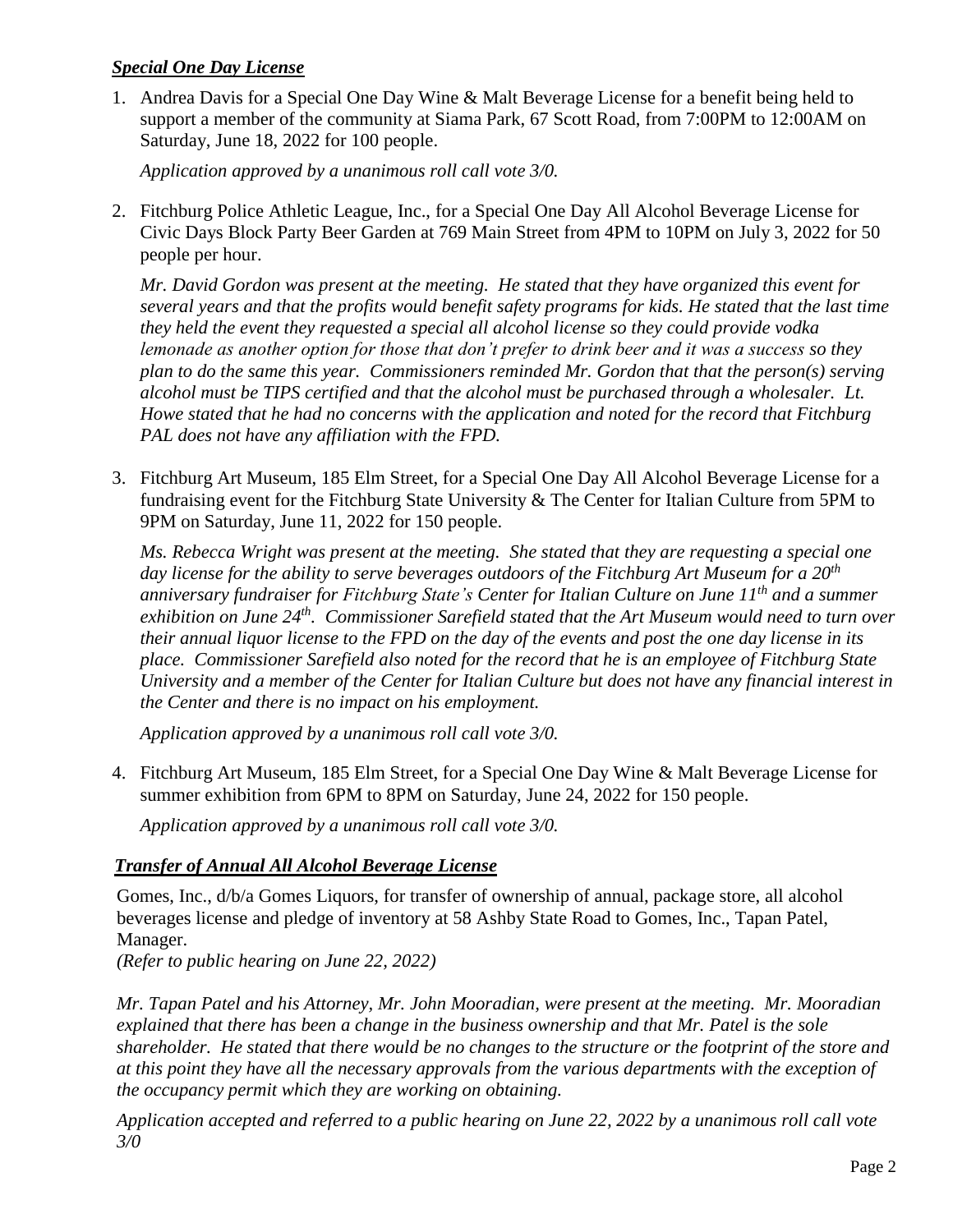### ***Special One Day License***

1. Andrea Davis for a Special One Day Wine & Malt Beverage License for a benefit being held to support a member of the community at Siama Park, 67 Scott Road, from 7:00PM to 12:00AM on Saturday, June 18, 2022 for 100 people.

   *Application approved by a unanimous roll call vote 3/0.*

2. Fitchburg Police Athletic League, Inc., for a Special One Day All Alcohol Beverage License for Civic Days Block Party Beer Garden at 769 Main Street from 4PM to 10PM on July 3, 2022 for 50 people per hour.

   *Mr. David Gordon was present at the meeting. He stated that they have organized this event for several years and that the profits would benefit safety programs for kids. He stated that the last time they held the event they requested a special all alcohol license so they could provide vodka lemonade as another option for those that don't prefer to drink beer and it was a success so they plan to do the same this year. Commissioners reminded Mr. Gordon that that the person(s) serving alcohol must be TIPS certified and that the alcohol must be purchased through a wholesaler. Lt. Howe stated that he had no concerns with the application and noted for the record that Fitchburg PAL does not have any affiliation with the FPD.*

3. Fitchburg Art Museum, 185 Elm Street, for a Special One Day All Alcohol Beverage License for a fundraising event for the Fitchburg State University & The Center for Italian Culture from 5PM to 9PM on Saturday, June 11, 2022 for 150 people.

   *Ms. Rebecca Wright was present at the meeting. She stated that they are requesting a special one day license for the ability to serve beverages outdoors of the Fitchburg Art Museum for a 20th anniversary fundraiser for Fitchburg State's Center for Italian Culture on June 11th and a summer exhibition on June 24th. Commissioner Sarefield stated that the Art Museum would need to turn over their annual liquor license to the FPD on the day of the events and post the one day license in its place. Commissioner Sarefield also noted for the record that he is an employee of Fitchburg State University and a member of the Center for Italian Culture but does not have any financial interest in the Center and there is no impact on his employment.*

   *Application approved by a unanimous roll call vote 3/0.*

4. Fitchburg Art Museum, 185 Elm Street, for a Special One Day Wine & Malt Beverage License for summer exhibition from 6PM to 8PM on Saturday, June 24, 2022 for 150 people.

   *Application approved by a unanimous roll call vote 3/0.*

### ***Transfer of Annual All Alcohol Beverage License***

Gomes, Inc., d/b/a Gomes Liquors, for transfer of ownership of annual, package store, all alcohol beverages license and pledge of inventory at 58 Ashby State Road to Gomes, Inc., Tapan Patel, Manager.
*(Refer to public hearing on June 22, 2022)*

*Mr. Tapan Patel and his Attorney, Mr. John Mooradian, were present at the meeting. Mr. Mooradian explained that there has been a change in the business ownership and that Mr. Patel is the sole shareholder. He stated that there would be no changes to the structure or the footprint of the store and at this point they have all the necessary approvals from the various departments with the exception of the occupancy permit which they are working on obtaining.*

*Application accepted and referred to a public hearing on June 22, 2022 by a unanimous roll call vote 3/0*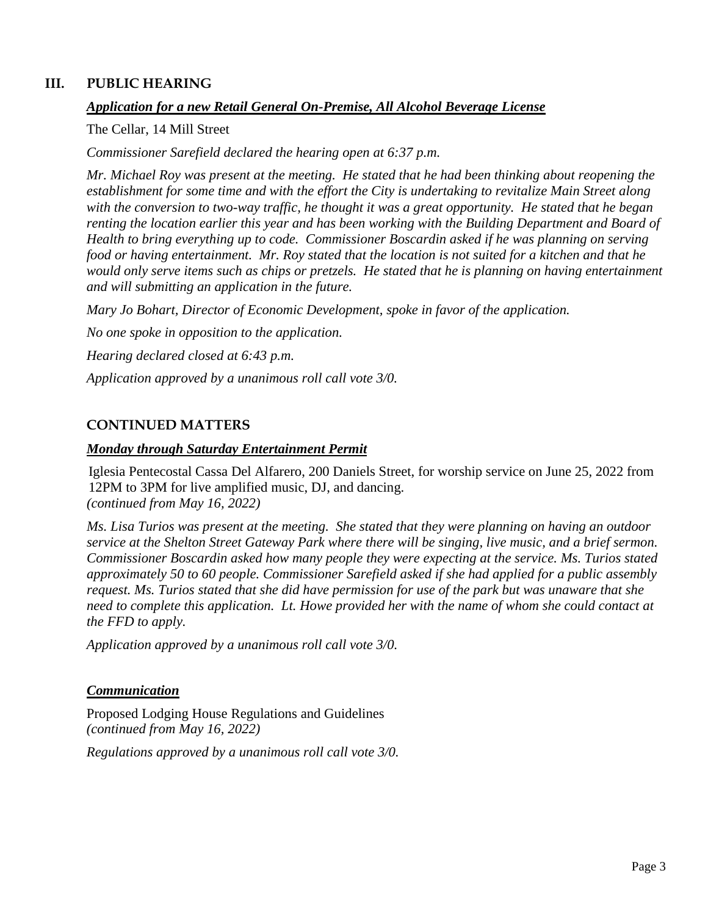## III. PUBLIC HEARING

***Application for a new Retail General On-Premise, All Alcohol Beverage License***

The Cellar, 14 Mill Street

*Commissioner Sarefield declared the hearing open at 6:37 p.m.*

*Mr. Michael Roy was present at the meeting. He stated that he had been thinking about reopening the establishment for some time and with the effort the City is undertaking to revitalize Main Street along with the conversion to two-way traffic, he thought it was a great opportunity. He stated that he began renting the location earlier this year and has been working with the Building Department and Board of Health to bring everything up to code. Commissioner Boscardin asked if he was planning on serving food or having entertainment. Mr. Roy stated that the location is not suited for a kitchen and that he would only serve items such as chips or pretzels. He stated that he is planning on having entertainment and will submitting an application in the future.*

*Mary Jo Bohart, Director of Economic Development, spoke in favor of the application.*

*No one spoke in opposition to the application.*

*Hearing declared closed at 6:43 p.m.*

*Application approved by a unanimous roll call vote 3/0.*

## CONTINUED MATTERS

***Monday through Saturday Entertainment Permit***

Iglesia Pentecostal Cassa Del Alfarero, 200 Daniels Street, for worship service on June 25, 2022 from 12PM to 3PM for live amplified music, DJ, and dancing.
*(continued from May 16, 2022)*

*Ms. Lisa Turios was present at the meeting. She stated that they were planning on having an outdoor service at the Shelton Street Gateway Park where there will be singing, live music, and a brief sermon. Commissioner Boscardin asked how many people they were expecting at the service. Ms. Turios stated approximately 50 to 60 people. Commissioner Sarefield asked if she had applied for a public assembly request. Ms. Turios stated that she did have permission for use of the park but was unaware that she need to complete this application. Lt. Howe provided her with the name of whom she could contact at the FFD to apply.*

*Application approved by a unanimous roll call vote 3/0.*

***Communication***

Proposed Lodging House Regulations and Guidelines
*(continued from May 16, 2022)*

*Regulations approved by a unanimous roll call vote 3/0.*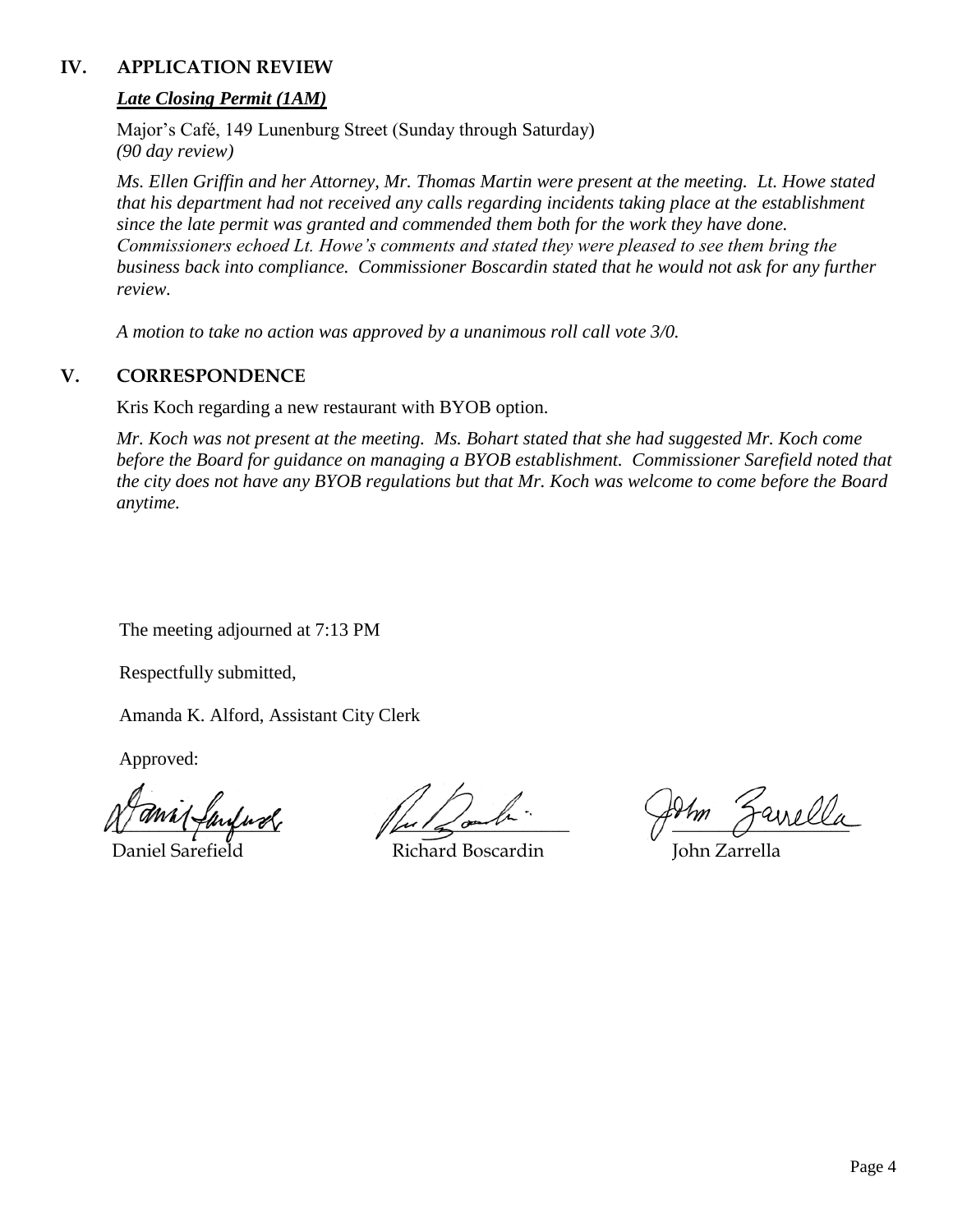## IV. APPLICATION REVIEW

***Late Closing Permit (1AM)***

Major's Café, 149 Lunenburg Street (Sunday through Saturday)
*(90 day review)*

*Ms. Ellen Griffin and her Attorney, Mr. Thomas Martin were present at the meeting. Lt. Howe stated that his department had not received any calls regarding incidents taking place at the establishment since the late permit was granted and commended them both for the work they have done. Commissioners echoed Lt. Howe's comments and stated they were pleased to see them bring the business back into compliance. Commissioner Boscardin stated that he would not ask for any further review.*

*A motion to take no action was approved by a unanimous roll call vote 3/0.*

## V. CORRESPONDENCE

Kris Koch regarding a new restaurant with BYOB option.

*Mr. Koch was not present at the meeting. Ms. Bohart stated that she had suggested Mr. Koch come before the Board for guidance on managing a BYOB establishment. Commissioner Sarefield noted that the city does not have any BYOB regulations but that Mr. Koch was welcome to come before the Board anytime.*

The meeting adjourned at 7:13 PM

Respectfully submitted,

Amanda K. Alford, Assistant City Clerk

Approved:

Daniel Sarefield    Richard Boscardin    John Zarrella